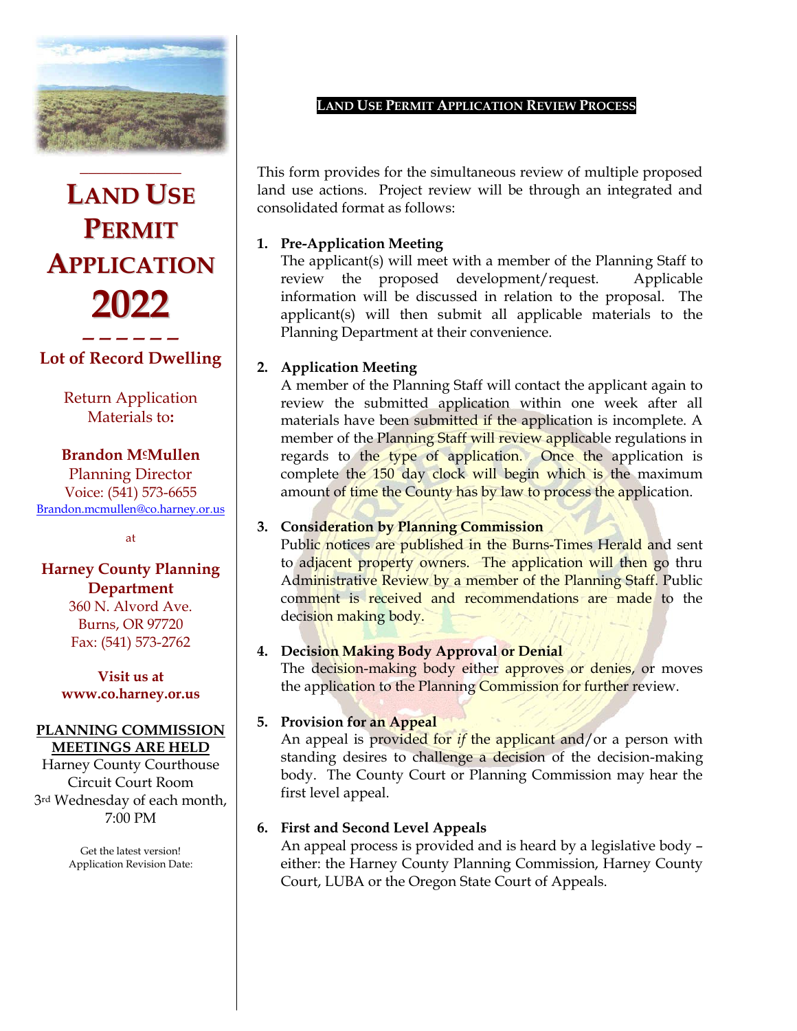# LAND USE PERMIT APPLICATION 2022

**Lot of Record Dwelling**

Return Application Materials to:

**Brandon McMullen**
Planning Director
Voice: (541) 573-6655
Brandon.mcmullen@co.harney.or.us

at

**Harney County Planning Department**
360 N. Alvord Ave.
Burns, OR 97720
Fax: (541) 573-2762

**Visit us at www.co.harney.or.us**

**PLANNING COMMISSION MEETINGS ARE HELD**
Harney County Courthouse
Circuit Court Room
3rd Wednesday of each month, 7:00 PM

Get the latest version!
Application Revision Date:

## LAND USE PERMIT APPLICATION REVIEW PROCESS

This form provides for the simultaneous review of multiple proposed land use actions. Project review will be through an integrated and consolidated format as follows:

1. **Pre-Application Meeting**
   The applicant(s) will meet with a member of the Planning Staff to review the proposed development/request. Applicable information will be discussed in relation to the proposal. The applicant(s) will then submit all applicable materials to the Planning Department at their convenience.

2. **Application Meeting**
   A member of the Planning Staff will contact the applicant again to review the submitted application within one week after all materials have been submitted if the application is incomplete. A member of the Planning Staff will review applicable regulations in regards to the type of application. Once the application is complete the 150 day clock will begin which is the maximum amount of time the County has by law to process the application.

3. **Consideration by Planning Commission**
   Public notices are published in the Burns-Times Herald and sent to adjacent property owners. The application will then go thru Administrative Review by a member of the Planning Staff. Public comment is received and recommendations are made to the decision making body.

4. **Decision Making Body Approval or Denial**
   The decision-making body either approves or denies, or moves the application to the Planning Commission for further review.

5. **Provision for an Appeal**
   An appeal is provided for *if* the applicant and/or a person with standing desires to challenge a decision of the decision-making body. The County Court or Planning Commission may hear the first level appeal.

6. **First and Second Level Appeals**
   An appeal process is provided and is heard by a legislative body – either: the Harney County Planning Commission, Harney County Court, LUBA or the Oregon State Court of Appeals.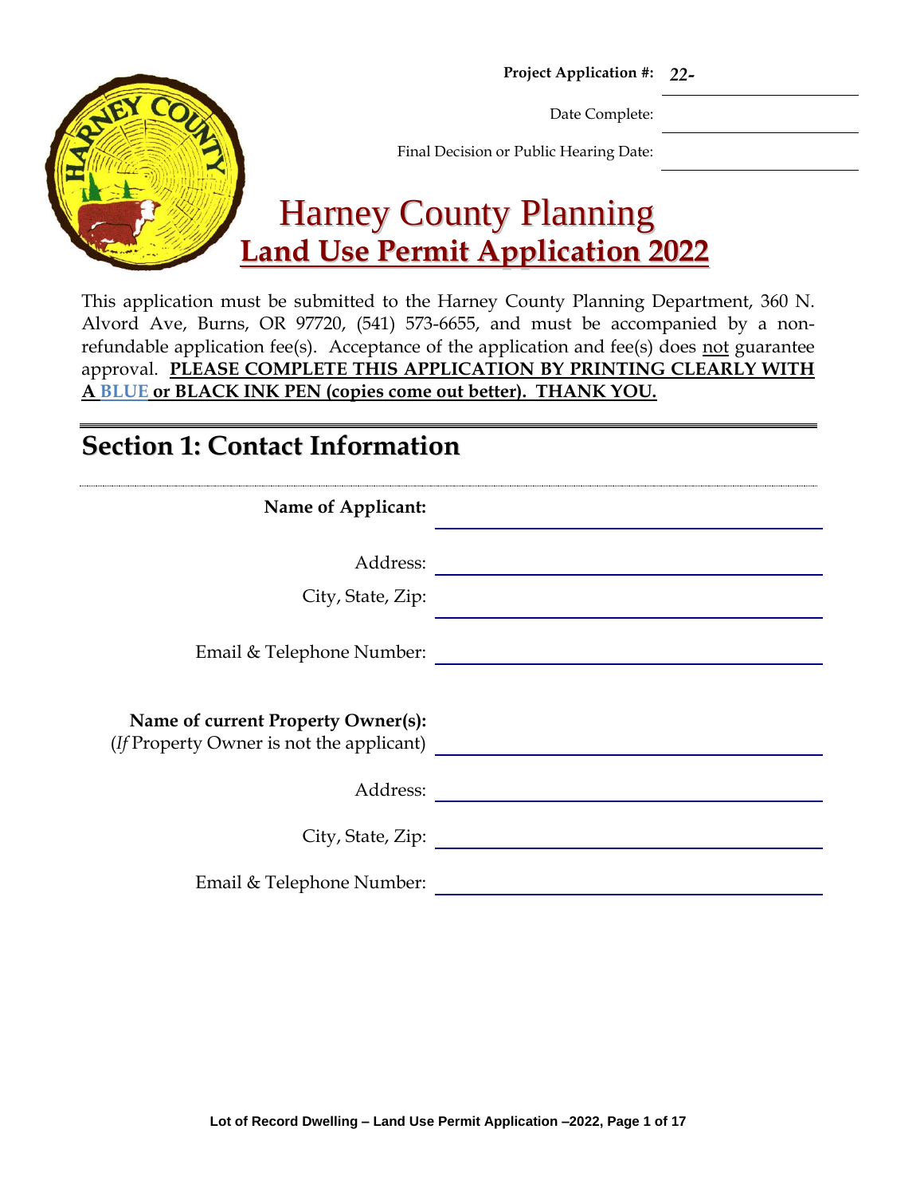**Project Application #:** *22-*

Date Complete: \_\_\_\_\_\_\_\_\_\_\_\_\_\_\_\_

Final Decision or Public Hearing Date: \_\_\_\_\_\_\_\_\_\_\_\_\_\_\_\_

# Harney County Planning

## Land Use Permit Application 2022

This application must be submitted to the Harney County Planning Department, 360 N. Alvord Ave, Burns, OR 97720, (541) 573-6655, and must be accompanied by a non-refundable application fee(s). Acceptance of the application and fee(s) does not guarantee approval. **PLEASE COMPLETE THIS APPLICATION BY PRINTING CLEARLY WITH A BLUE or BLACK INK PEN (copies come out better). THANK YOU.**

---

## Section 1: Contact Information

**Name of Applicant:** \_\_\_\_\_\_\_\_\_\_\_\_\_\_\_\_\_\_\_\_\_\_\_\_\_\_\_\_\_\_

Address: \_\_\_\_\_\_\_\_\_\_\_\_\_\_\_\_\_\_\_\_\_\_\_\_\_\_\_\_\_\_

City, State, Zip: \_\_\_\_\_\_\_\_\_\_\_\_\_\_\_\_\_\_\_\_\_\_\_\_\_\_\_\_\_\_

Email & Telephone Number: \_\_\_\_\_\_\_\_\_\_\_\_\_\_\_\_\_\_\_\_\_\_\_\_\_\_\_\_\_\_

**Name of current Property Owner(s):**
(*If* Property Owner is not the applicant) \_\_\_\_\_\_\_\_\_\_\_\_\_\_\_\_\_\_\_\_\_\_\_\_\_\_\_\_\_\_

Address: \_\_\_\_\_\_\_\_\_\_\_\_\_\_\_\_\_\_\_\_\_\_\_\_\_\_\_\_\_\_

City, State, Zip: \_\_\_\_\_\_\_\_\_\_\_\_\_\_\_\_\_\_\_\_\_\_\_\_\_\_\_\_\_\_

Email & Telephone Number: \_\_\_\_\_\_\_\_\_\_\_\_\_\_\_\_\_\_\_\_\_\_\_\_\_\_\_\_\_\_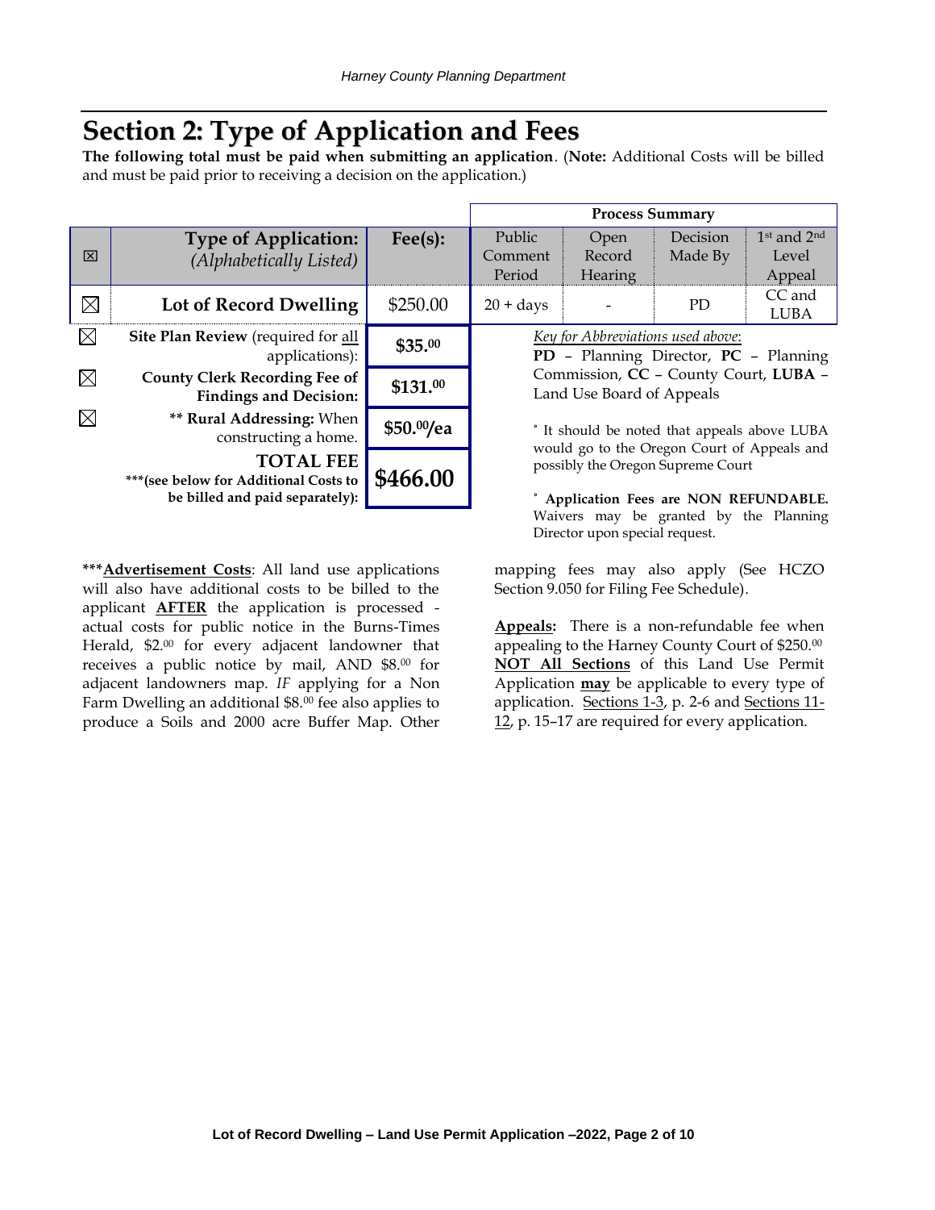## Section 2: Type of Application and Fees

**The following total must be paid when submitting an application**. (**Note:** Additional Costs will be billed and must be paid prior to receiving a decision on the application.)

| ☒ | Type of Application: *(Alphabetically Listed)* | Fee(s): | Process Summary | | | |
|---|---|---|---|---|---|---|
| | | | Public Comment Period | Open Record Hearing | Decision Made By | 1st and 2nd Level Appeal |
| ☒ | **Lot of Record Dwelling** | $250.00 | 20 + days | - | PD | CC and LUBA |

| | | |
|---|---|---|
| ☒ | **Site Plan Review** (required for all applications): | **$35.00** |
| ☒ | **County Clerk Recording Fee of Findings and Decision:** | **$131.00** |
| ☒ | ** **Rural Addressing:** When constructing a home. | **$50.00/ea** |
| | **TOTAL FEE** ***(see below for Additional Costs to be billed and paid separately): | **$466.00** |

*Key for Abbreviations used above*:
**PD** – Planning Director, **PC** – Planning Commission, **CC** – County Court, **LUBA** – Land Use Board of Appeals

° It should be noted that appeals above LUBA would go to the Oregon Court of Appeals and possibly the Oregon Supreme Court

° **Application Fees are NON REFUNDABLE.** Waivers may be granted by the Planning Director upon special request.

***<u>**Advertisement Costs**</u>: All land use applications will also have additional costs to be billed to the applicant <u>**AFTER**</u> the application is processed - actual costs for public notice in the Burns-Times Herald, $2.00 for every adjacent landowner that receives a public notice by mail, AND $8.00 for adjacent landowners map. *IF* applying for a Non Farm Dwelling an additional $8.00 fee also applies to produce a Soils and 2000 acre Buffer Map. Other mapping fees may also apply (See HCZO Section 9.050 for Filing Fee Schedule).

<u>**Appeals:**</u> There is a non-refundable fee when appealing to the Harney County Court of $250.00 <u>**NOT All Sections**</u> of this Land Use Permit Application <u>**may**</u> be applicable to every type of application. <u>Sections 1-3</u>, p. 2-6 and <u>Sections 11-12</u>, p. 15–17 are required for every application.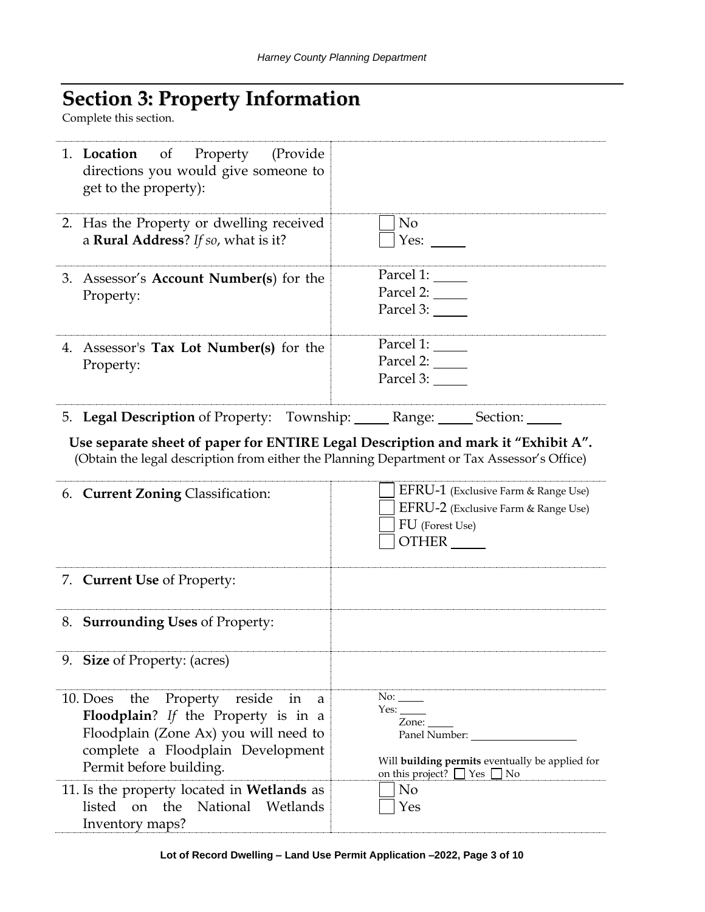## Section 3: Property Information

Complete this section.

| | |
|---|---|
| 1. **Location** of Property (Provide directions you would give someone to get to the property): | |
| 2. Has the Property or dwelling received a **Rural Address**? *If so*, what is it? | ☐ No<br>☐ Yes: _____ |
| 3. Assessor's **Account Number(s**) for the Property: | Parcel 1: _____<br>Parcel 2: _____<br>Parcel 3: _____ |
| 4. Assessor's **Tax Lot Number(s)** for the Property: | Parcel 1: _____<br>Parcel 2: _____<br>Parcel 3: _____ |

5. **Legal Description** of Property: Township: _____ Range: _____ Section: _____

**Use separate sheet of paper for ENTIRE Legal Description and mark it "Exhibit A".**
(Obtain the legal description from either the Planning Department or Tax Assessor's Office)

| | |
|---|---|
| 6. **Current Zoning** Classification: | ☐ EFRU-1 (Exclusive Farm & Range Use)<br>☐ EFRU-2 (Exclusive Farm & Range Use)<br>☐ FU (Forest Use)<br>☐ OTHER _____ |
| 7. **Current Use** of Property: | |
| 8. **Surrounding Uses** of Property: | |
| 9. **Size** of Property: (acres) | |
| 10. Does the Property reside in a **Floodplain**? *If* the Property is in a Floodplain (Zone Ax) you will need to complete a Floodplain Development Permit before building. | No: _____<br>Yes: _____<br>Zone: _____<br>Panel Number: __________<br><br>Will **building permits** eventually be applied for on this project? ☐ Yes ☐ No |
| 11. Is the property located in **Wetlands** as listed on the National Wetlands Inventory maps? | ☐ No<br>☐ Yes |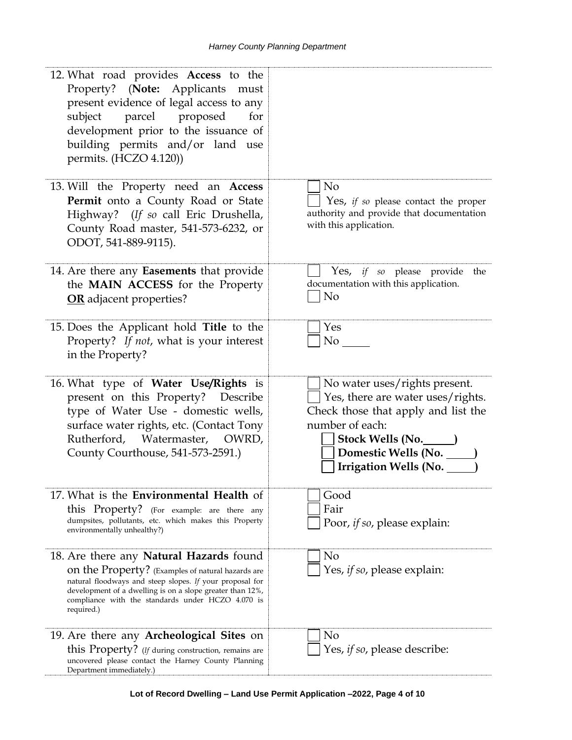| Question | Response |
|---|---|
| 12. What road provides **Access** to the Property? (**Note:** Applicants must present evidence of legal access to any subject parcel proposed for development prior to the issuance of building permits and/or land use permits. (HCZO 4.120)) | |
| 13. Will the Property need an **Access Permit** onto a County Road or State Highway? (*If so* call Eric Drushella, County Road master, 541-573-6232, or ODOT, 541-889-9115). | ☐ No<br>☐ Yes, *if so* please contact the proper authority and provide that documentation with this application. |
| 14. Are there any **Easements** that provide the **MAIN ACCESS** for the Property **<u>OR</u>** adjacent properties? | ☐ Yes, *if so* please provide the documentation with this application.<br>☐ No |
| 15. Does the Applicant hold **Title** to the Property? *If not*, what is your interest in the Property? | ☐ Yes<br>☐ No _____ |
| 16. What type of **Water Use/Rights** is present on this Property? Describe type of Water Use - domestic wells, surface water rights, etc. (Contact Tony Rutherford, Watermaster, OWRD, County Courthouse, 541-573-2591.) | ☐ No water uses/rights present.<br>☐ Yes, there are water uses/rights. Check those that apply and list the number of each:<br>☐ **Stock Wells (No.\_\_\_\_\_)**<br>☐ **Domestic Wells (No. \_\_\_\_\_)**<br>☐ **Irrigation Wells (No. \_\_\_\_\_)** |
| 17. What is the **Environmental Health** of this Property? (For example: are there any dumpsites, pollutants, etc. which makes this Property environmentally unhealthy?) | ☐ Good<br>☐ Fair<br>☐ Poor, *if so*, please explain: |
| 18. Are there any **Natural Hazards** found on the Property? (Examples of natural hazards are natural floodways and steep slopes. *If* your proposal for development of a dwelling is on a slope greater than 12%, compliance with the standards under HCZO 4.070 is required.) | ☐ No<br>☐ Yes, *if so*, please explain: |
| 19. Are there any **Archeological Sites** on this Property? (*If* during construction, remains are uncovered please contact the Harney County Planning Department immediately.) | ☐ No<br>☐ Yes, *if so*, please describe: |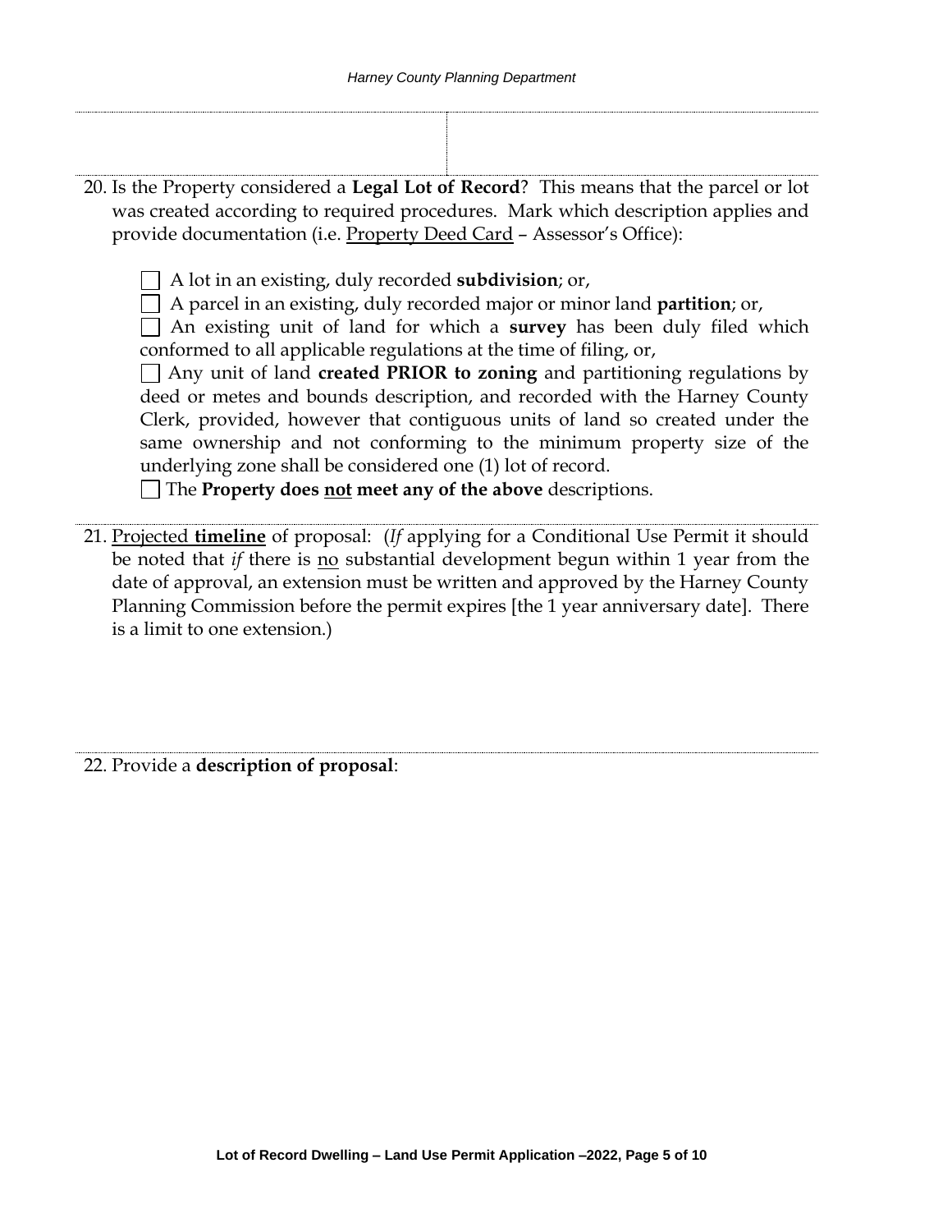20. Is the Property considered a **Legal Lot of Record**? This means that the parcel or lot was created according to required procedures. Mark which description applies and provide documentation (i.e. Property Deed Card – Assessor's Office):

    ☐ A lot in an existing, duly recorded **subdivision**; or,

    ☐ A parcel in an existing, duly recorded major or minor land **partition**; or,

    ☐ An existing unit of land for which a **survey** has been duly filed which conformed to all applicable regulations at the time of filing, or,

    ☐ Any unit of land **created PRIOR to zoning** and partitioning regulations by deed or metes and bounds description, and recorded with the Harney County Clerk, provided, however that contiguous units of land so created under the same ownership and not conforming to the minimum property size of the underlying zone shall be considered one (1) lot of record.

    ☐ The **Property does not meet any of the above** descriptions.

21. Projected **timeline** of proposal: (*If* applying for a Conditional Use Permit it should be noted that *if* there is no substantial development begun within 1 year from the date of approval, an extension must be written and approved by the Harney County Planning Commission before the permit expires [the 1 year anniversary date]. There is a limit to one extension.)

22. Provide a **description of proposal**: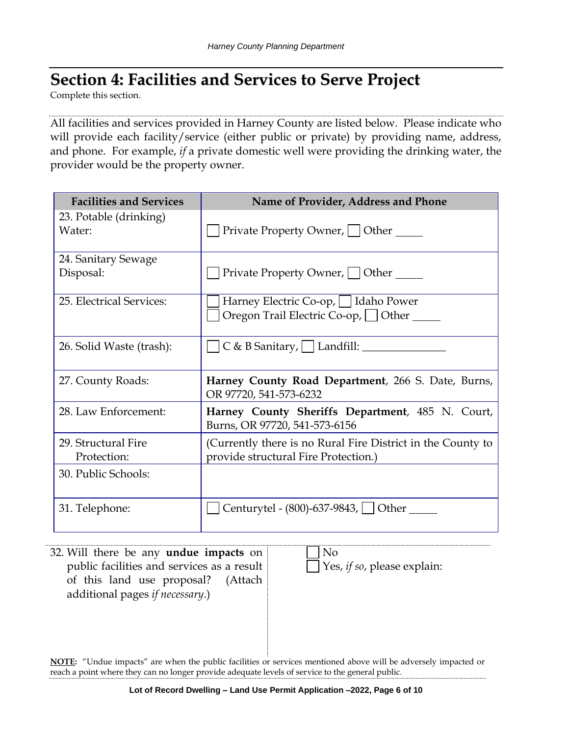## Section 4: Facilities and Services to Serve Project

Complete this section.

All facilities and services provided in Harney County are listed below. Please indicate who will provide each facility/service (either public or private) by providing name, address, and phone. For example, *if* a private domestic well were providing the drinking water, the provider would be the property owner.

| Facilities and Services | Name of Provider, Address and Phone |
|---|---|
| 23. Potable (drinking) Water: | ☐ Private Property Owner, ☐ Other _____ |
| 24. Sanitary Sewage Disposal: | ☐ Private Property Owner, ☐ Other _____ |
| 25. Electrical Services: | ☐ Harney Electric Co-op, ☐ Idaho Power<br>☐ Oregon Trail Electric Co-op, ☐ Other _____ |
| 26. Solid Waste (trash): | ☐ C & B Sanitary, ☐ Landfill: _______________ |
| 27. County Roads: | **Harney County Road Department**, 266 S. Date, Burns, OR 97720, 541-573-6232 |
| 28. Law Enforcement: | **Harney County Sheriffs Department**, 485 N. Court, Burns, OR 97720, 541-573-6156 |
| 29. Structural Fire Protection: | (Currently there is no Rural Fire District in the County to provide structural Fire Protection.) |
| 30. Public Schools: | |
| 31. Telephone: | ☐ Centurytel - (800)-637-9843, ☐ Other _____ |

32. Will there be any **undue impacts** on public facilities and services as a result of this land use proposal? (Attach additional pages *if necessary*.)

☐ No
☐ Yes, *if so*, please explain:

**NOTE:** "Undue impacts" are when the public facilities or services mentioned above will be adversely impacted or reach a point where they can no longer provide adequate levels of service to the general public.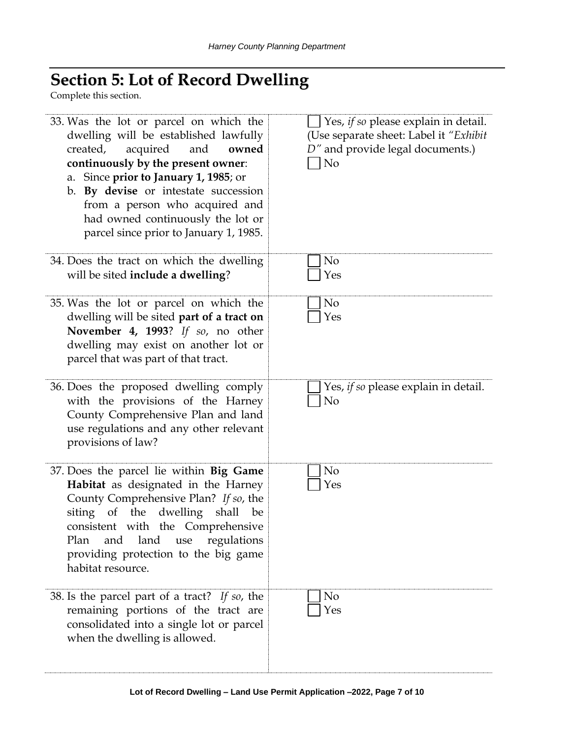## Section 5: Lot of Record Dwelling

Complete this section.

| | |
|---|---|
| 33. Was the lot or parcel on which the dwelling will be established lawfully created, acquired and **owned continuously by the present owner**:<br>a. Since **prior to January 1, 1985**; or<br>b. **By devise** or intestate succession from a person who acquired and had owned continuously the lot or parcel since prior to January 1, 1985. | ☐ Yes, *if so* please explain in detail. (Use separate sheet: Label it *"Exhibit D"* and provide legal documents.)<br>☐ No |
| 34. Does the tract on which the dwelling will be sited **include a dwelling**? | ☐ No<br>☐ Yes |
| 35. Was the lot or parcel on which the dwelling will be sited **part of a tract on November 4, 1993**? *If so*, no other dwelling may exist on another lot or parcel that was part of that tract. | ☐ No<br>☐ Yes |
| 36. Does the proposed dwelling comply with the provisions of the Harney County Comprehensive Plan and land use regulations and any other relevant provisions of law? | ☐ Yes, *if so* please explain in detail.<br>☐ No |
| 37. Does the parcel lie within **Big Game Habitat** as designated in the Harney County Comprehensive Plan? *If so*, the siting of the dwelling shall be consistent with the Comprehensive Plan and land use regulations providing protection to the big game habitat resource. | ☐ No<br>☐ Yes |
| 38. Is the parcel part of a tract? *If so*, the remaining portions of the tract are consolidated into a single lot or parcel when the dwelling is allowed. | ☐ No<br>☐ Yes |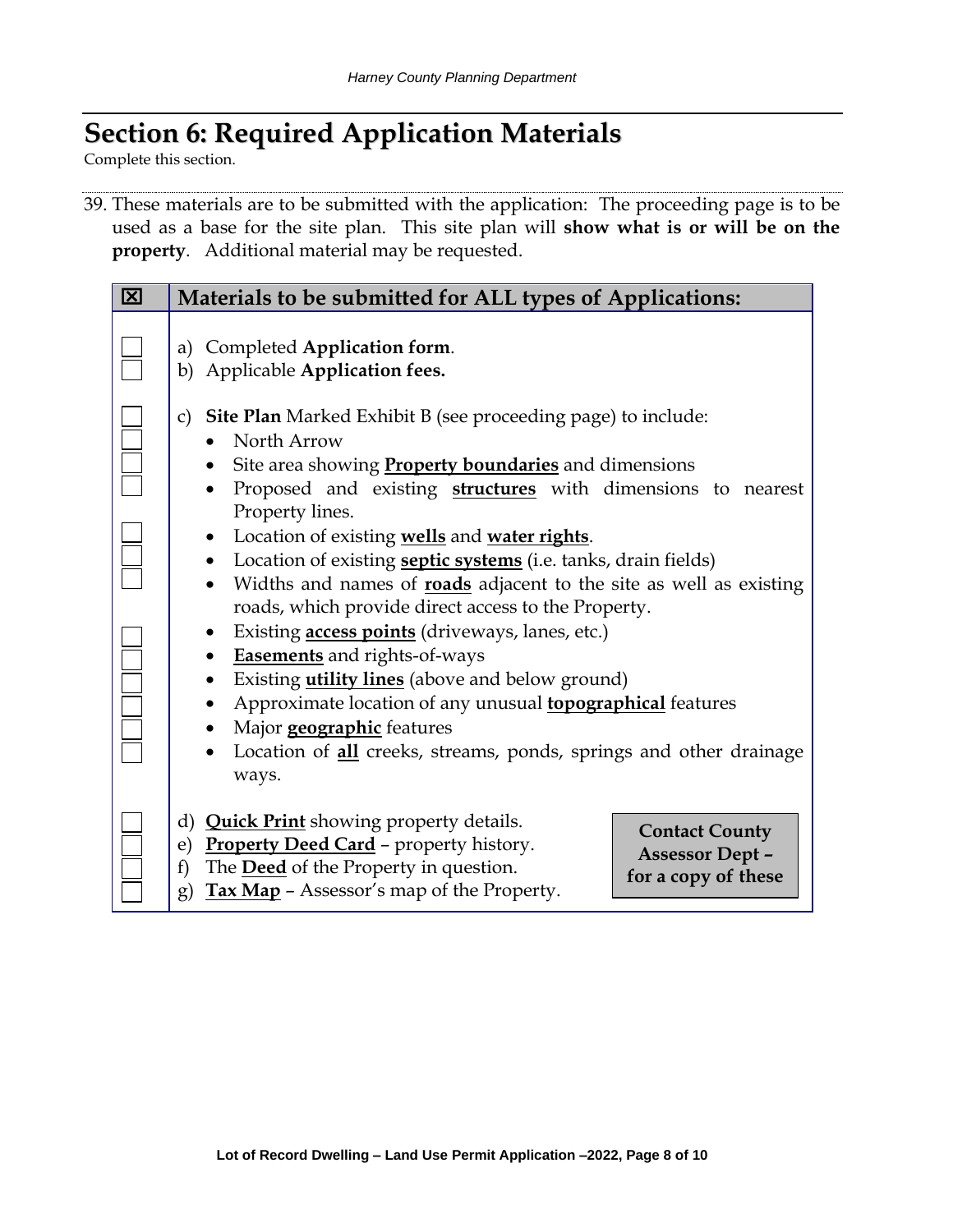## Section 6: Required Application Materials

Complete this section.

39. These materials are to be submitted with the application: The proceeding page is to be used as a base for the site plan. This site plan will **show what is or will be on the property**. Additional material may be requested.

| ☒ | Materials to be submitted for ALL types of Applications: |
|---|---|
| ☐<br>☐ | a) Completed **Application form**.<br>b) Applicable **Application fees.** |
| ☐<br>☐<br>☐<br>☐<br>☐<br>☐<br>☐<br>☐<br>☐<br>☐<br>☐<br>☐<br>☐ | c) **Site Plan** Marked Exhibit B (see proceeding page) to include:<br>• North Arrow<br>• Site area showing **Property boundaries** and dimensions<br>• Proposed and existing **structures** with dimensions to nearest Property lines.<br>• Location of existing **wells** and **water rights**.<br>• Location of existing **septic systems** (i.e. tanks, drain fields)<br>• Widths and names of **roads** adjacent to the site as well as existing roads, which provide direct access to the Property.<br>• Existing **access points** (driveways, lanes, etc.)<br>• **Easements** and rights-of-ways<br>• Existing **utility lines** (above and below ground)<br>• Approximate location of any unusual **topographical** features<br>• Major **geographic** features<br>• Location of **all** creeks, streams, ponds, springs and other drainage ways. |
| ☐<br>☐<br>☐<br>☐ | d) **Quick Print** showing property details.<br>e) **Property Deed Card** – property history.<br>f) The **Deed** of the Property in question.<br>g) **Tax Map** – Assessor's map of the Property.<br><br>**Contact County Assessor Dept – for a copy of these** |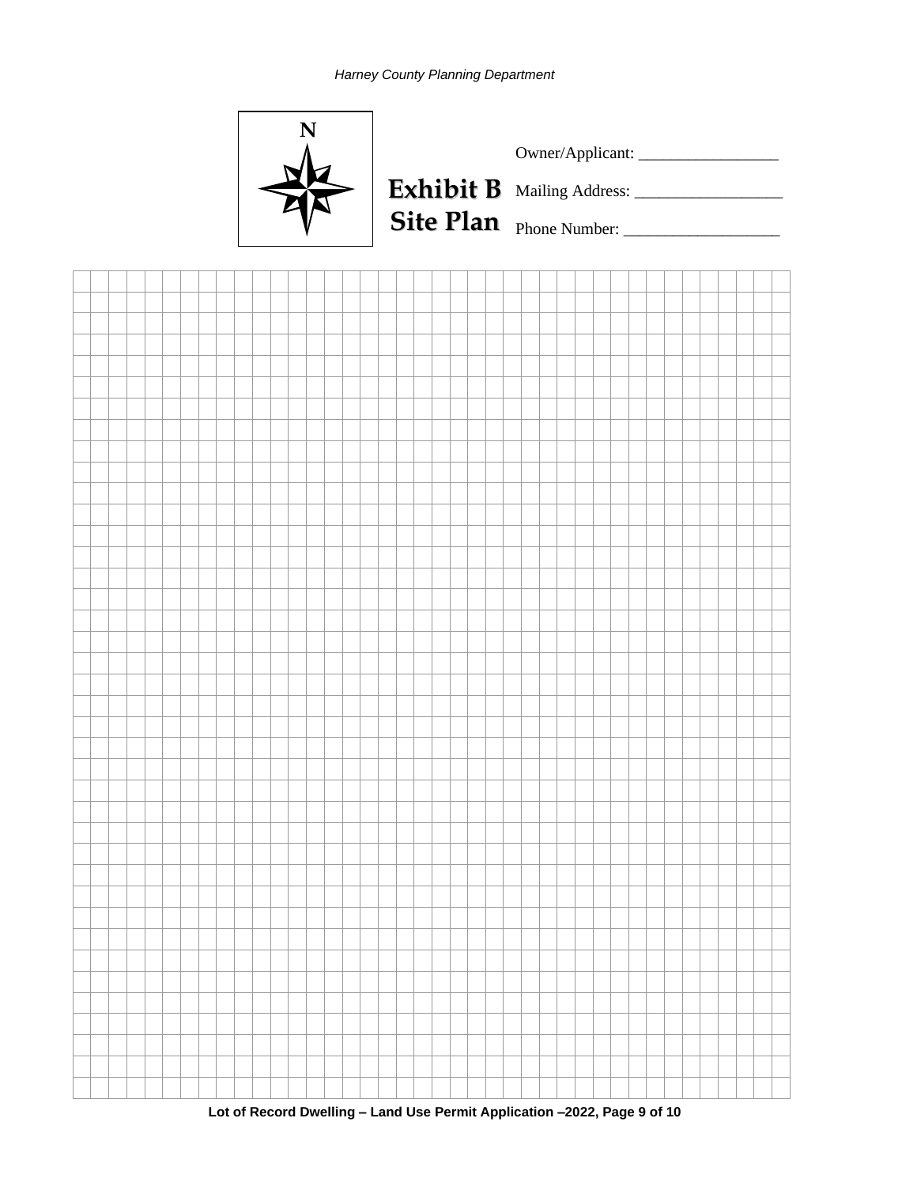N

# Exhibit B
# Site Plan

Owner/Applicant: _________________

Mailing Address: __________________

Phone Number: ___________________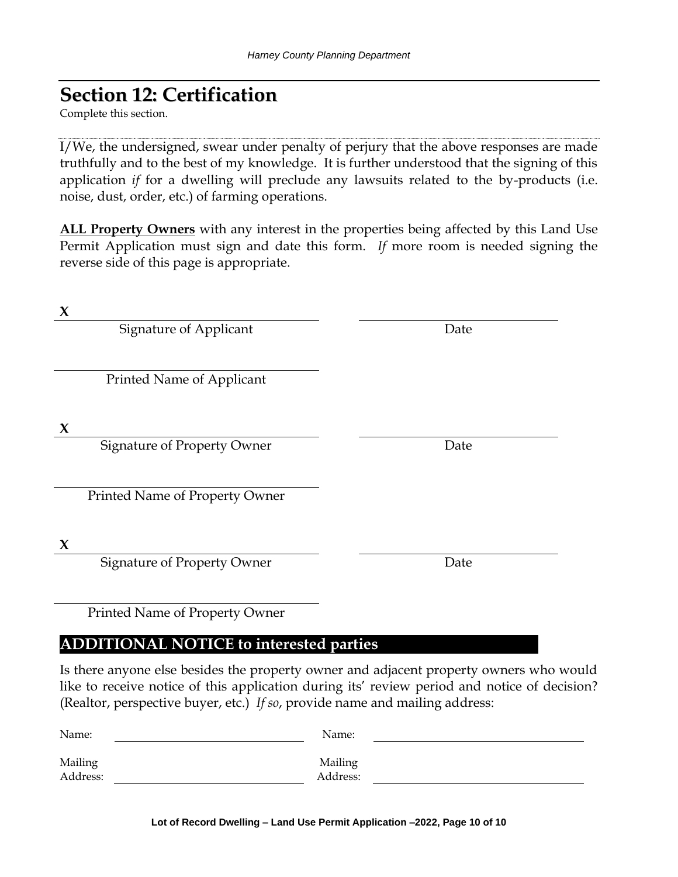## Section 12: Certification

Complete this section.

I/We, the undersigned, swear under penalty of perjury that the above responses are made truthfully and to the best of my knowledge. It is further understood that the signing of this application *if* for a dwelling will preclude any lawsuits related to the by-products (i.e. noise, dust, order, etc.) of farming operations.

**ALL Property Owners** with any interest in the properties being affected by this Land Use Permit Application must sign and date this form. *If* more room is needed signing the reverse side of this page is appropriate.

X ______________________________ ______________________
Signature of Applicant Date

______________________________
Printed Name of Applicant

X ______________________________ ______________________
Signature of Property Owner Date

______________________________
Printed Name of Property Owner

X ______________________________ ______________________
Signature of Property Owner Date

______________________________
Printed Name of Property Owner

## ADDITIONAL NOTICE to interested parties

Is there anyone else besides the property owner and adjacent property owners who would like to receive notice of this application during its' review period and notice of decision? (Realtor, perspective buyer, etc.) *If so*, provide name and mailing address:

Name: ______________________ Name: ______________________

Mailing Address: ______________________ Mailing Address: ______________________